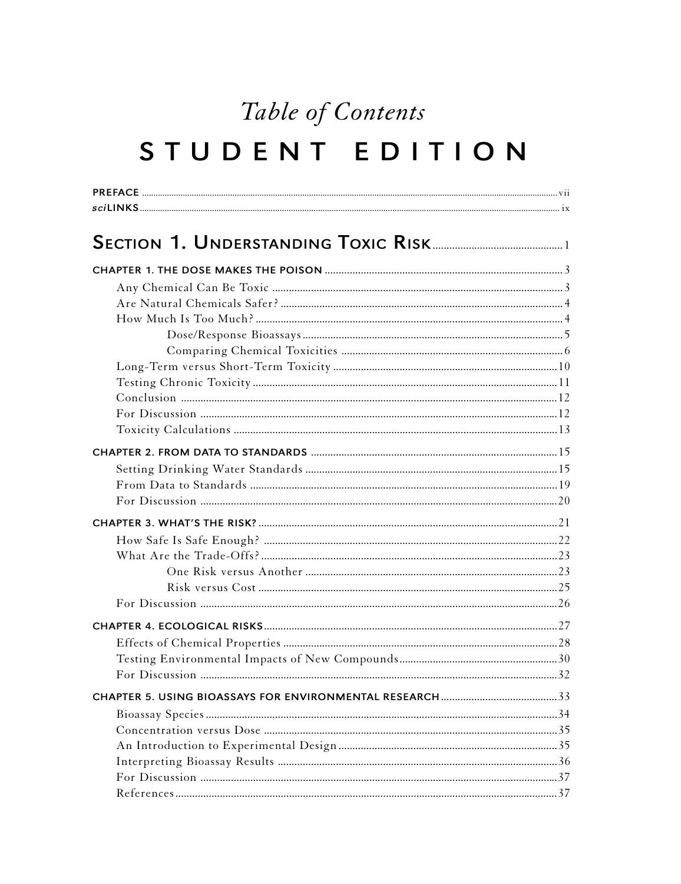# *Table of Contents*

# STUDENT EDITION

**PREFACE** ........ vii
***sci*LINKS** ........ ix

## SECTION 1. UNDERSTANDING TOXIC RISK ........ 1

**CHAPTER 1. THE DOSE MAKES THE POISON** ........ 3

- Any Chemical Can Be Toxic ........ 3
- Are Natural Chemicals Safer? ........ 4
- How Much Is Too Much? ........ 4
    - Dose/Response Bioassays ........ 5
    - Comparing Chemical Toxicities ........ 6
- Long-Term versus Short-Term Toxicity ........ 10
- Testing Chronic Toxicity ........ 11
- Conclusion ........ 12
- For Discussion ........ 12
- Toxicity Calculations ........ 13

**CHAPTER 2. FROM DATA TO STANDARDS** ........ 15

- Setting Drinking Water Standards ........ 15
- From Data to Standards ........ 19
- For Discussion ........ 20

**CHAPTER 3. WHAT'S THE RISK?** ........ 21

- How Safe Is Safe Enough? ........ 22
- What Are the Trade-Offs? ........ 23
    - One Risk versus Another ........ 23
    - Risk versus Cost ........ 25
- For Discussion ........ 26

**CHAPTER 4. ECOLOGICAL RISKS** ........ 27

- Effects of Chemical Properties ........ 28
- Testing Environmental Impacts of New Compounds ........ 30
- For Discussion ........ 32

**CHAPTER 5. USING BIOASSAYS FOR ENVIRONMENTAL RESEARCH** ........ 33

- Bioassay Species ........ 34
- Concentration versus Dose ........ 35
- An Introduction to Experimental Design ........ 35
- Interpreting Bioassay Results ........ 36
- For Discussion ........ 37
- References ........ 37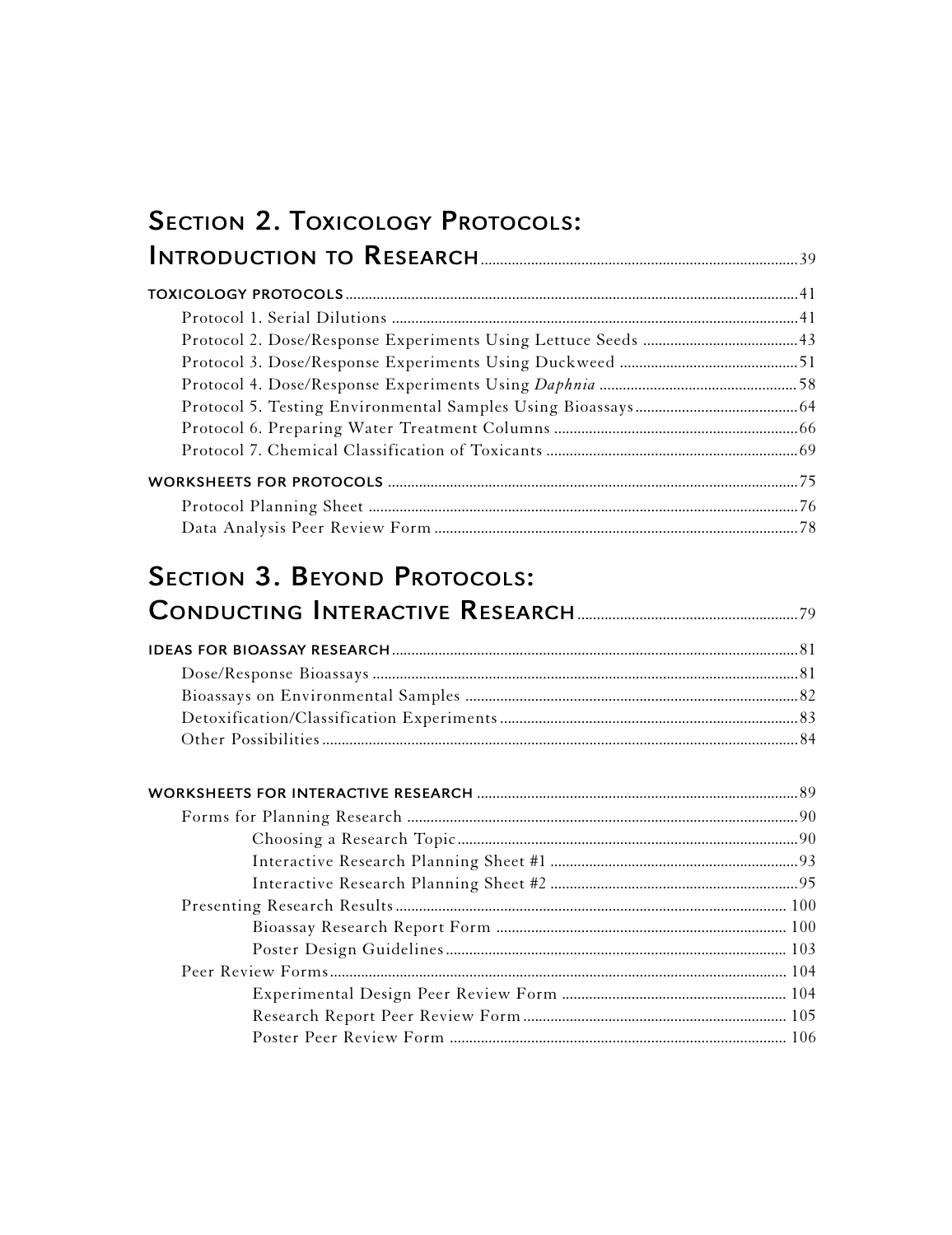## Section 2. Toxicology Protocols: Introduction to Research ..... 39

**TOXICOLOGY PROTOCOLS** ..... 41

- Protocol 1. Serial Dilutions ..... 41
- Protocol 2. Dose/Response Experiments Using Lettuce Seeds ..... 43
- Protocol 3. Dose/Response Experiments Using Duckweed ..... 51
- Protocol 4. Dose/Response Experiments Using *Daphnia* ..... 58
- Protocol 5. Testing Environmental Samples Using Bioassays ..... 64
- Protocol 6. Preparing Water Treatment Columns ..... 66
- Protocol 7. Chemical Classification of Toxicants ..... 69

**WORKSHEETS FOR PROTOCOLS** ..... 75

- Protocol Planning Sheet ..... 76
- Data Analysis Peer Review Form ..... 78

## Section 3. Beyond Protocols: Conducting Interactive Research ..... 79

**IDEAS FOR BIOASSAY RESEARCH** ..... 81

- Dose/Response Bioassays ..... 81
- Bioassays on Environmental Samples ..... 82
- Detoxification/Classification Experiments ..... 83
- Other Possibilities ..... 84

**WORKSHEETS FOR INTERACTIVE RESEARCH** ..... 89

- Forms for Planning Research ..... 90
    - Choosing a Research Topic ..... 90
    - Interactive Research Planning Sheet #1 ..... 93
    - Interactive Research Planning Sheet #2 ..... 95
- Presenting Research Results ..... 100
    - Bioassay Research Report Form ..... 100
    - Poster Design Guidelines ..... 103
- Peer Review Forms ..... 104
    - Experimental Design Peer Review Form ..... 104
    - Research Report Peer Review Form ..... 105
    - Poster Peer Review Form ..... 106